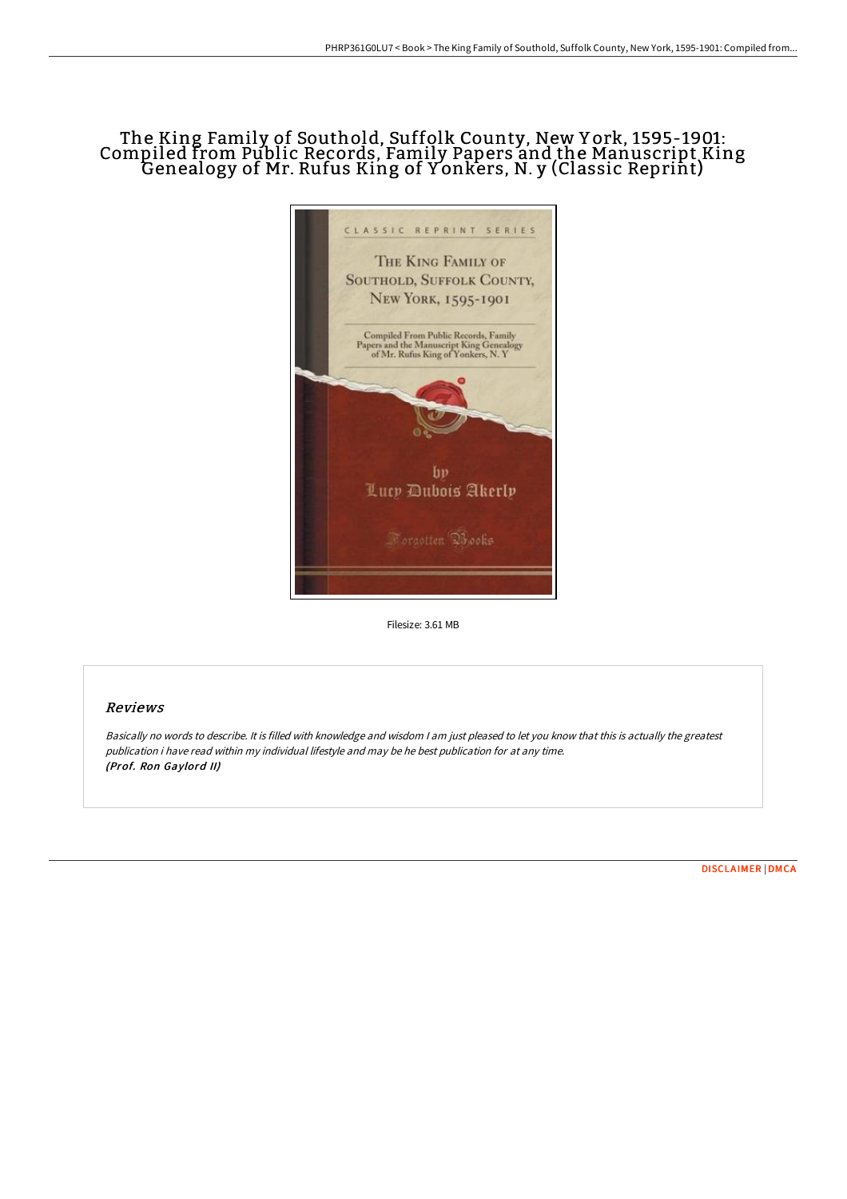# The King Family of Southold, Suffolk County, New York, 1595-1901: Compiled from Public Records, Family Papers and the Manuscript King Genealogy of Mr. Rufus King of Yonkers, N. y (Classic Reprint)

Filesize: 3.61 MB

## Reviews

*Basically no words to describe. It is filled with knowledge and wisdom I am just pleased to let you know that this is actually the greatest publication i have read within my individual lifestyle and may be he best publication for at any time.*
***(Prof. Ron Gaylord II)***

DISCLAIMER | DMCA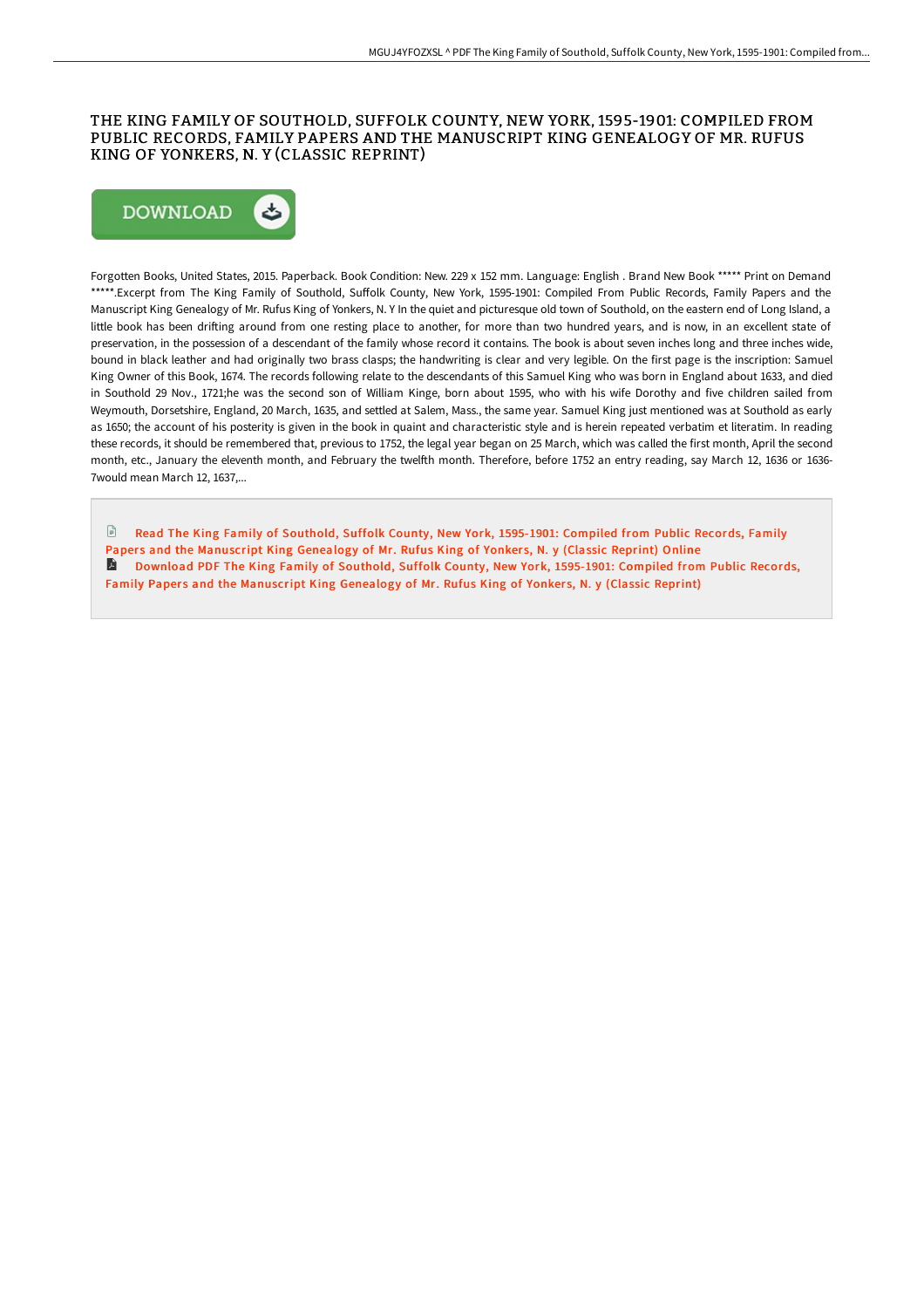# THE KING FAMILY OF SOUTHOLD, SUFFOLK COUNTY, NEW YORK, 1595-1901: COMPILED FROM PUBLIC RECORDS, FAMILY PAPERS AND THE MANUSCRIPT KING GENEALOGY OF MR. RUFUS KING OF YONKERS, N. Y (CLASSIC REPRINT)

DOWNLOAD

Forgotten Books, United States, 2015. Paperback. Book Condition: New. 229 x 152 mm. Language: English . Brand New Book ***** Print on Demand *****.Excerpt from The King Family of Southold, Suffolk County, New York, 1595-1901: Compiled From Public Records, Family Papers and the Manuscript King Genealogy of Mr. Rufus King of Yonkers, N. Y In the quiet and picturesque old town of Southold, on the eastern end of Long Island, a little book has been drifting around from one resting place to another, for more than two hundred years, and is now, in an excellent state of preservation, in the possession of a descendant of the family whose record it contains. The book is about seven inches long and three inches wide, bound in black leather and had originally two brass clasps; the handwriting is clear and very legible. On the first page is the inscription: Samuel King Owner of this Book, 1674. The records following relate to the descendants of this Samuel King who was born in England about 1633, and died in Southold 29 Nov., 1721;he was the second son of William Kinge, born about 1595, who with his wife Dorothy and five children sailed from Weymouth, Dorsetshire, England, 20 March, 1635, and settled at Salem, Mass., the same year. Samuel King just mentioned was at Southold as early as 1650; the account of his posterity is given in the book in quaint and characteristic style and is herein repeated verbatim et literatim. In reading these records, it should be remembered that, previous to 1752, the legal year began on 25 March, which was called the first month, April the second month, etc., January the eleventh month, and February the twelfth month. Therefore, before 1752 an entry reading, say March 12, 1636 or 1636-7would mean March 12, 1637,...

Read The King Family of Southold, Suffolk County, New York, 1595-1901: Compiled from Public Records, Family Papers and the Manuscript King Genealogy of Mr. Rufus King of Yonkers, N. y (Classic Reprint) Online

Download PDF The King Family of Southold, Suffolk County, New York, 1595-1901: Compiled from Public Records, Family Papers and the Manuscript King Genealogy of Mr. Rufus King of Yonkers, N. y (Classic Reprint)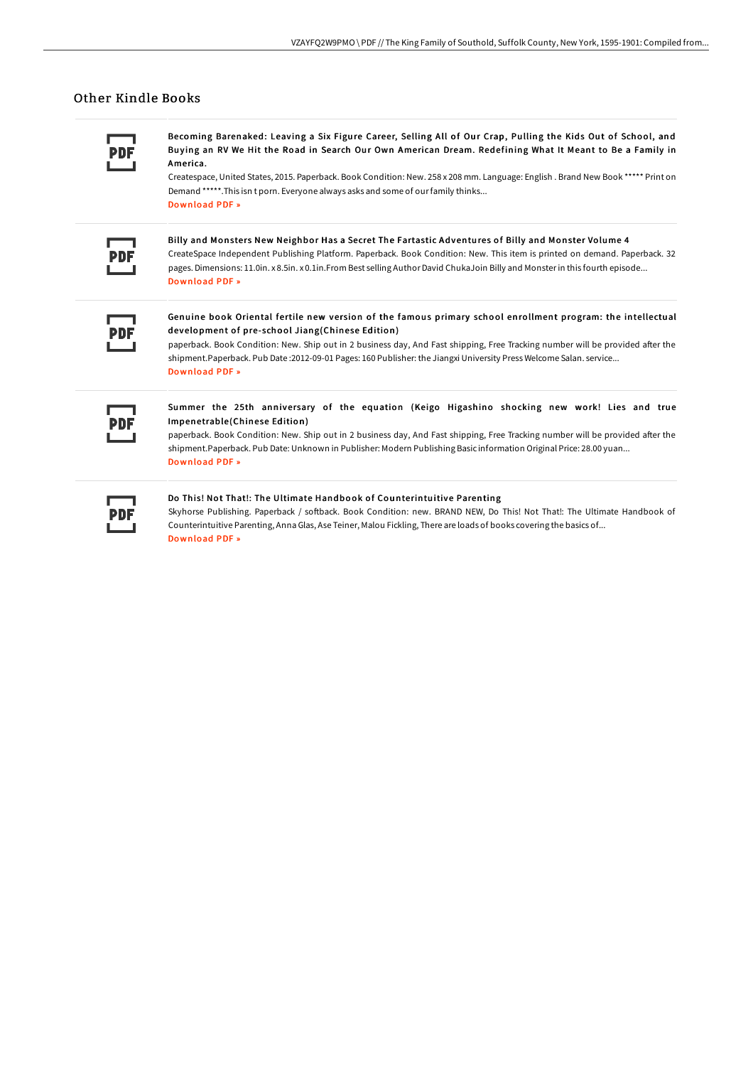## Other Kindle Books

**Becoming Barenaked: Leaving a Six Figure Career, Selling All of Our Crap, Pulling the Kids Out of School, and Buying an RV We Hit the Road in Search Our Own American Dream. Redefining What It Meant to Be a Family in America.**

Createspace, United States, 2015. Paperback. Book Condition: New. 258 x 208 mm. Language: English . Brand New Book ***** Print on Demand *****.This isn t porn. Everyone always asks and some of our family thinks...

Download PDF »

**Billy and Monsters New Neighbor Has a Secret The Fartastic Adventures of Billy and Monster Volume 4**

CreateSpace Independent Publishing Platform. Paperback. Book Condition: New. This item is printed on demand. Paperback. 32 pages. Dimensions: 11.0in. x 8.5in. x 0.1in.From Best selling Author David ChukaJoin Billy and Monster in this fourth episode...

Download PDF »

**Genuine book Oriental fertile new version of the famous primary school enrollment program: the intellectual development of pre-school Jiang(Chinese Edition)**

paperback. Book Condition: New. Ship out in 2 business day, And Fast shipping, Free Tracking number will be provided after the shipment.Paperback. Pub Date :2012-09-01 Pages: 160 Publisher: the Jiangxi University Press Welcome Salan. service...

Download PDF »

**Summer the 25th anniversary of the equation (Keigo Higashino shocking new work! Lies and true Impenetrable(Chinese Edition)**

paperback. Book Condition: New. Ship out in 2 business day, And Fast shipping, Free Tracking number will be provided after the shipment.Paperback. Pub Date: Unknown in Publisher: Modern Publishing Basic information Original Price: 28.00 yuan...

Download PDF »

**Do This! Not That!: The Ultimate Handbook of Counterintuitive Parenting**

Skyhorse Publishing. Paperback / softback. Book Condition: new. BRAND NEW, Do This! Not That!: The Ultimate Handbook of Counterintuitive Parenting, Anna Glas, Ase Teiner, Malou Fickling, There are loads of books covering the basics of...

Download PDF »